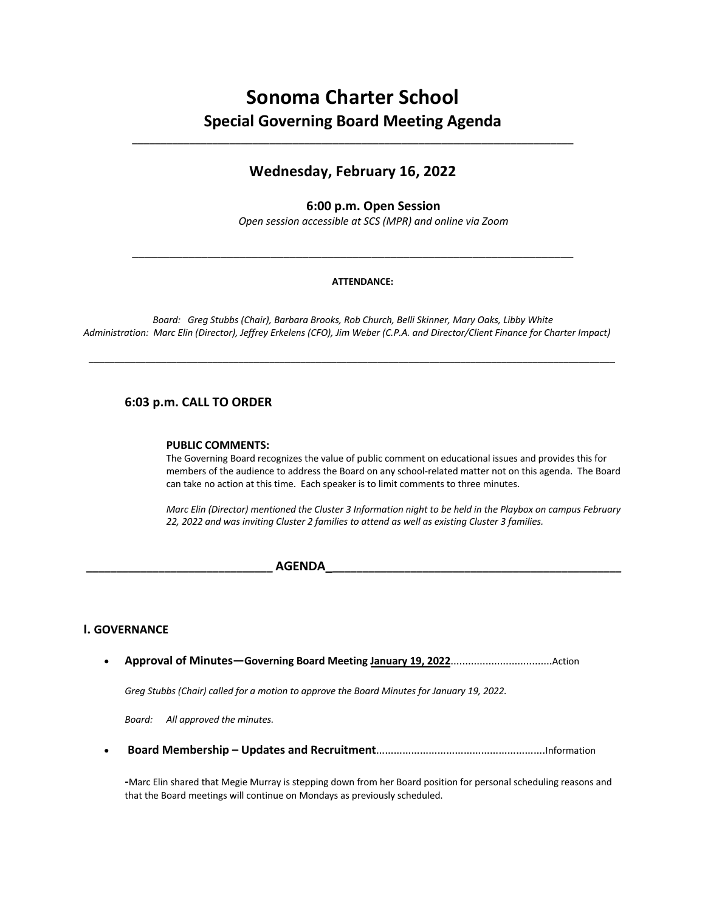# Sonoma Charter School

## Special Governing Board Meeting Agenda

---

### Wednesday, February 16, 2022

**6:00 p.m. Open Session**

*Open session accessible at SCS (MPR) and online via Zoom*

---

**ATTENDANCE:**

*Board: Greg Stubbs (Chair), Barbara Brooks, Rob Church, Belli Skinner, Mary Oaks, Libby White*
*Administration: Marc Elin (Director), Jeffrey Erkelens (CFO), Jim Weber (C.P.A. and Director/Client Finance for Charter Impact)*

---

### 6:03 p.m. CALL TO ORDER

**PUBLIC COMMENTS:**
The Governing Board recognizes the value of public comment on educational issues and provides this for members of the audience to address the Board on any school-related matter not on this agenda. The Board can take no action at this time. Each speaker is to limit comments to three minutes.

*Marc Elin (Director) mentioned the Cluster 3 Information night to be held in the Playbox on campus February 22, 2022 and was inviting Cluster 2 families to attend as well as existing Cluster 3 families.*

## AGENDA

### I. GOVERNANCE

- **Approval of Minutes—Governing Board Meeting January 19, 2022**..................................Action

  *Greg Stubbs (Chair) called for a motion to approve the Board Minutes for January 19, 2022.*

  *Board: All approved the minutes.*

- **Board Membership – Updates and Recruitment**.........................................................Information

  -Marc Elin shared that Megie Murray is stepping down from her Board position for personal scheduling reasons and that the Board meetings will continue on Mondays as previously scheduled.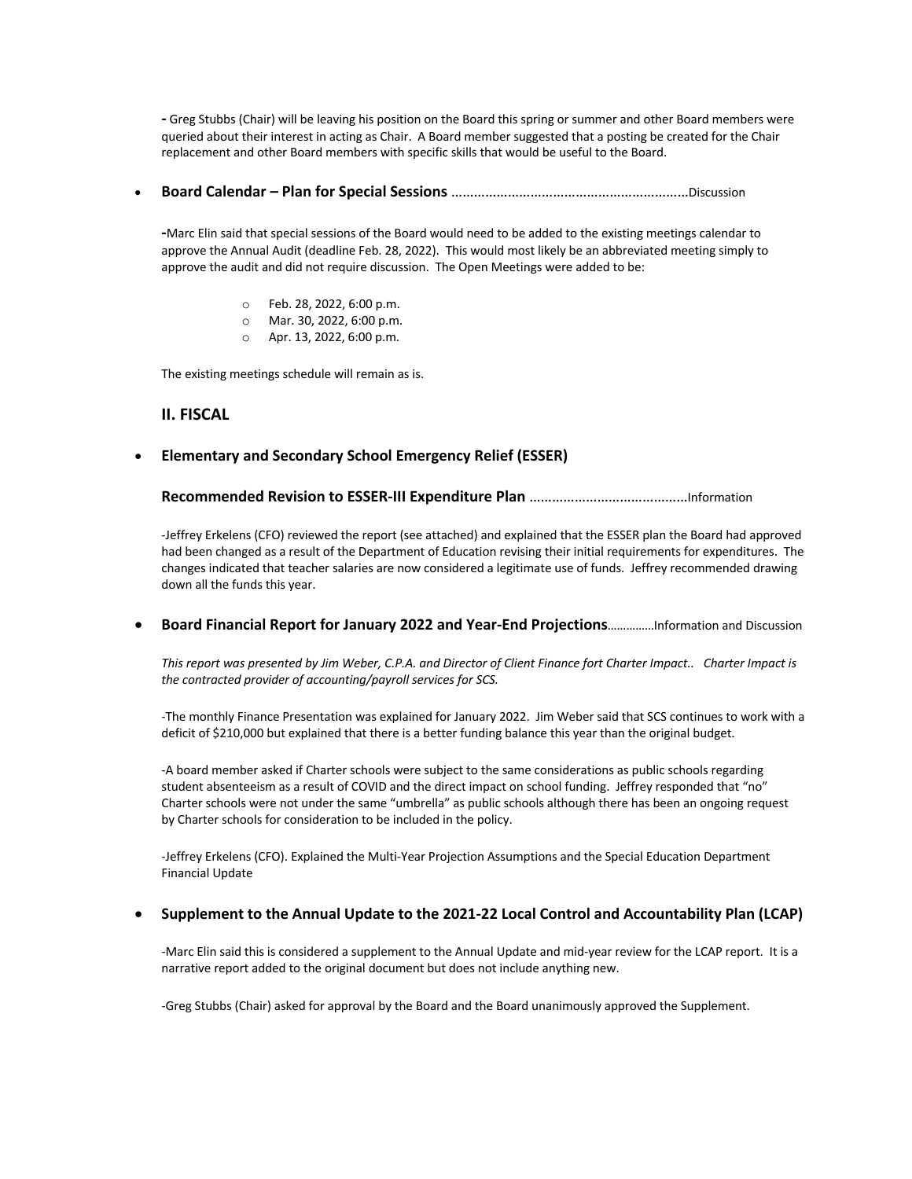- Greg Stubbs (Chair) will be leaving his position on the Board this spring or summer and other Board members were queried about their interest in acting as Chair. A Board member suggested that a posting be created for the Chair replacement and other Board members with specific skills that would be useful to the Board.

- **Board Calendar – Plan for Special Sessions** ..............................................................Discussion

  -Marc Elin said that special sessions of the Board would need to be added to the existing meetings calendar to approve the Annual Audit (deadline Feb. 28, 2022). This would most likely be an abbreviated meeting simply to approve the audit and did not require discussion. The Open Meetings were added to be:

  - Feb. 28, 2022, 6:00 p.m.
  - Mar. 30, 2022, 6:00 p.m.
  - Apr. 13, 2022, 6:00 p.m.

  The existing meetings schedule will remain as is.

## II. FISCAL

- **Elementary and Secondary School Emergency Relief (ESSER)**

  **Recommended Revision to ESSER-III Expenditure Plan** ..........................................Information

  -Jeffrey Erkelens (CFO) reviewed the report (see attached) and explained that the ESSER plan the Board had approved had been changed as a result of the Department of Education revising their initial requirements for expenditures. The changes indicated that teacher salaries are now considered a legitimate use of funds. Jeffrey recommended drawing down all the funds this year.

- **Board Financial Report for January 2022 and Year-End Projections**...............Information and Discussion

  *This report was presented by Jim Weber, C.P.A. and Director of Client Finance fort Charter Impact.. Charter Impact is the contracted provider of accounting/payroll services for SCS.*

  -The monthly Finance Presentation was explained for January 2022. Jim Weber said that SCS continues to work with a deficit of $210,000 but explained that there is a better funding balance this year than the original budget.

  -A board member asked if Charter schools were subject to the same considerations as public schools regarding student absenteeism as a result of COVID and the direct impact on school funding. Jeffrey responded that "no" Charter schools were not under the same "umbrella" as public schools although there has been an ongoing request by Charter schools for consideration to be included in the policy.

  -Jeffrey Erkelens (CFO). Explained the Multi-Year Projection Assumptions and the Special Education Department Financial Update

- **Supplement to the Annual Update to the 2021-22 Local Control and Accountability Plan (LCAP)**

  -Marc Elin said this is considered a supplement to the Annual Update and mid-year review for the LCAP report. It is a narrative report added to the original document but does not include anything new.

  -Greg Stubbs (Chair) asked for approval by the Board and the Board unanimously approved the Supplement.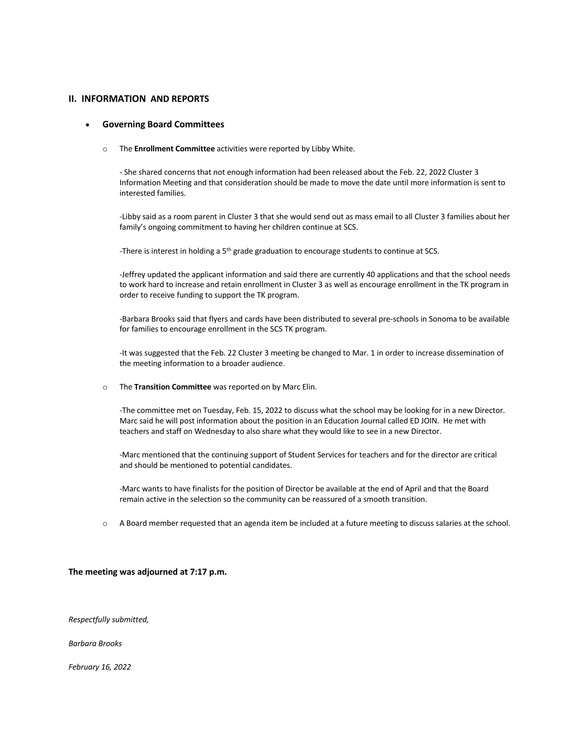## II. INFORMATION AND REPORTS

- **Governing Board Committees**

  - The **Enrollment Committee** activities were reported by Libby White.

    - She shared concerns that not enough information had been released about the Feb. 22, 2022 Cluster 3 Information Meeting and that consideration should be made to move the date until more information is sent to interested families.

    -Libby said as a room parent in Cluster 3 that she would send out as mass email to all Cluster 3 families about her family's ongoing commitment to having her children continue at SCS.

    -There is interest in holding a 5th grade graduation to encourage students to continue at SCS.

    -Jeffrey updated the applicant information and said there are currently 40 applications and that the school needs to work hard to increase and retain enrollment in Cluster 3 as well as encourage enrollment in the TK program in order to receive funding to support the TK program.

    -Barbara Brooks said that flyers and cards have been distributed to several pre-schools in Sonoma to be available for families to encourage enrollment in the SCS TK program.

    -It was suggested that the Feb. 22 Cluster 3 meeting be changed to Mar. 1 in order to increase dissemination of the meeting information to a broader audience.

  - The **Transition Committee** was reported on by Marc Elin.

    -The committee met on Tuesday, Feb. 15, 2022 to discuss what the school may be looking for in a new Director. Marc said he will post information about the position in an Education Journal called ED JOIN. He met with teachers and staff on Wednesday to also share what they would like to see in a new Director.

    -Marc mentioned that the continuing support of Student Services for teachers and for the director are critical and should be mentioned to potential candidates.

    -Marc wants to have finalists for the position of Director be available at the end of April and that the Board remain active in the selection so the community can be reassured of a smooth transition.

  - A Board member requested that an agenda item be included at a future meeting to discuss salaries at the school.

**The meeting was adjourned at 7:17 p.m.**

*Respectfully submitted,*

*Barbara Brooks*

*February 16, 2022*